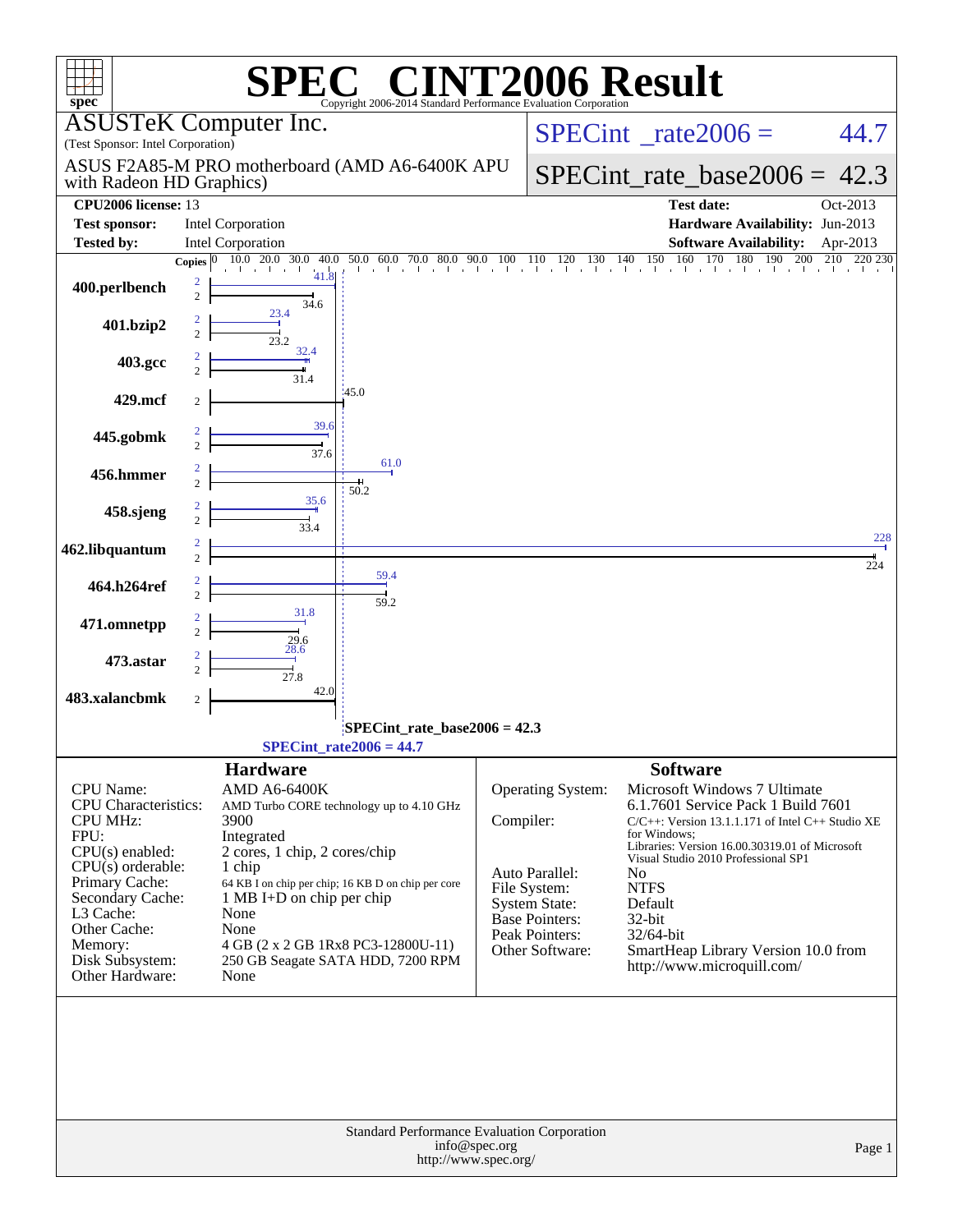# SPEC® CINT2006 Result

Copyright 2006-2014 Standard Performance Evaluation Corporation

**ASUSTeK Computer Inc.**
(Test Sponsor: Intel Corporation)

ASUS F2A85-M PRO motherboard (AMD A6-6400K APU with Radeon HD Graphics)

SPECint_rate2006 = 44.7

SPECint_rate_base2006 = 42.3

| | | | |
|---|---|---|---|
| **CPU2006 license:** | 13 | **Test date:** | Oct-2013 |
| **Test sponsor:** | Intel Corporation | **Hardware Availability:** | Jun-2013 |
| **Tested by:** | Intel Corporation | **Software Availability:** | Apr-2013 |

| Benchmark | Copies | Peak | Base |
|---|---|---|---|
| 400.perlbench | 2 | 41.8 | 34.6 |
| 401.bzip2 | 2 | 23.4 | 23.2 |
| 403.gcc | 2 | 32.4 | 31.4 |
| 429.mcf | 2 | | 45.0 |
| 445.gobmk | 2 | 39.6 | 37.6 |
| 456.hmmer | 2 | 61.0 | 50.2 |
| 458.sjeng | 2 | 35.6 | 33.4 |
| 462.libquantum | 2 | 228 | 224 |
| 464.h264ref | 2 | 59.4 | 59.2 |
| 471.omnetpp | 2 | 31.8 | 29.6 |
| 473.astar | 2 | 28.6 | 27.8 |
| 483.xalancbmk | 2 | | 42.0 |

SPECint_rate_base2006 = 42.3

SPECint_rate2006 = 44.7

## Hardware

| | |
|---|---|
| CPU Name: | AMD A6-6400K |
| CPU Characteristics: | AMD Turbo CORE technology up to 4.10 GHz |
| CPU MHz: | 3900 |
| FPU: | Integrated |
| CPU(s) enabled: | 2 cores, 1 chip, 2 cores/chip |
| CPU(s) orderable: | 1 chip |
| Primary Cache: | 64 KB I on chip per chip; 16 KB D on chip per core |
| Secondary Cache: | 1 MB I+D on chip per chip |
| L3 Cache: | None |
| Other Cache: | None |
| Memory: | 4 GB (2 x 2 GB 1Rx8 PC3-12800U-11) |
| Disk Subsystem: | 250 GB Seagate SATA HDD, 7200 RPM |
| Other Hardware: | None |

## Software

| | |
|---|---|
| Operating System: | Microsoft Windows 7 Ultimate 6.1.7601 Service Pack 1 Build 7601 |
| Compiler: | C/C++: Version 13.1.1.171 of Intel C++ Studio XE for Windows; Libraries: Version 16.00.30319.01 of Microsoft Visual Studio 2010 Professional SP1 |
| Auto Parallel: | No |
| File System: | NTFS |
| System State: | Default |
| Base Pointers: | 32-bit |
| Peak Pointers: | 32/64-bit |
| Other Software: | SmartHeap Library Version 10.0 from http://www.microquill.com/ |

Standard Performance Evaluation Corporation
info@spec.org
http://www.spec.org/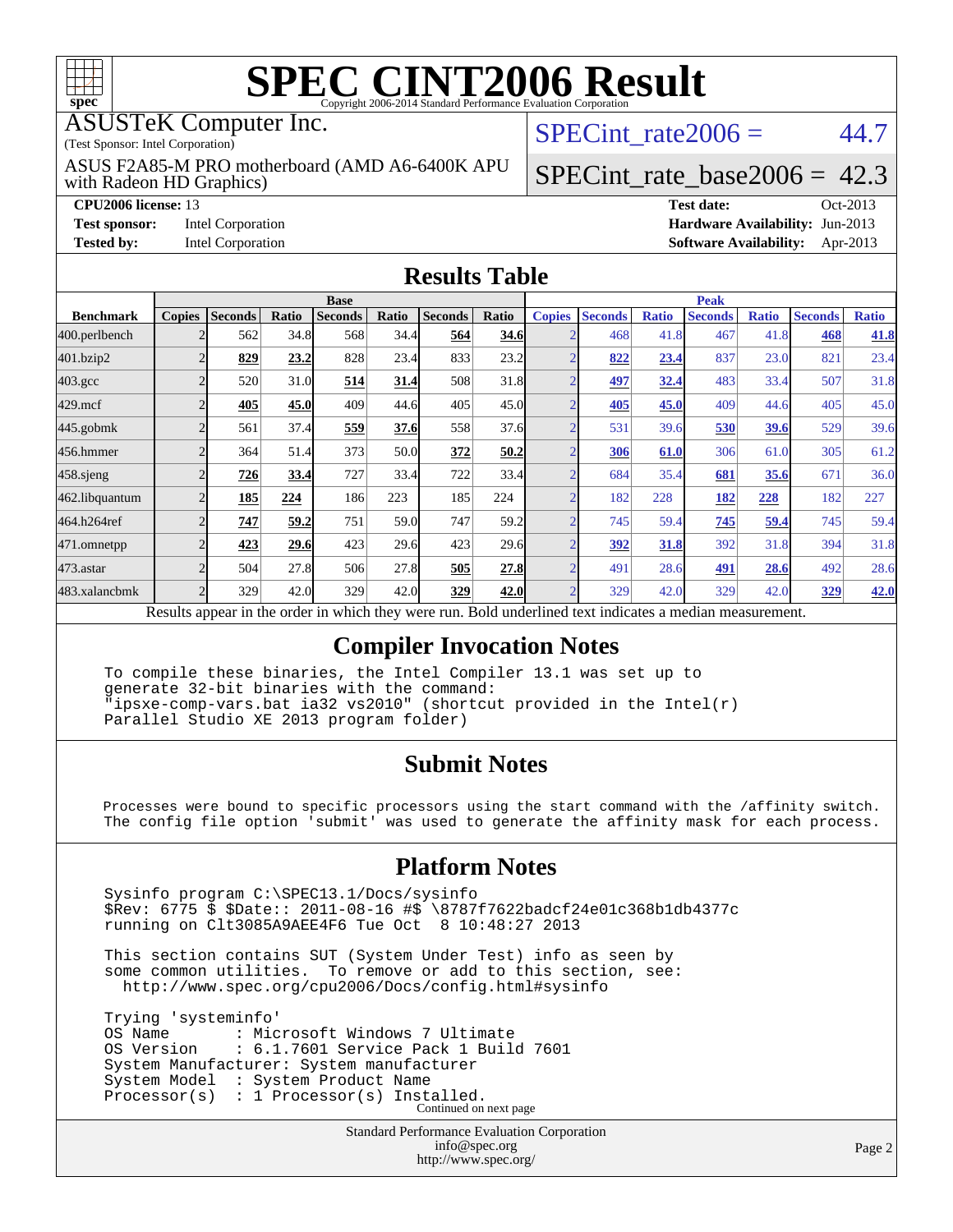# SPEC CINT2006 Result

Copyright 2006-2014 Standard Performance Evaluation Corporation

ASUSTeK Computer Inc.

(Test Sponsor: Intel Corporation)

ASUS F2A85-M PRO motherboard (AMD A6-6400K APU with Radeon HD Graphics)

SPECint_rate2006 = 44.7

SPECint_rate_base2006 = 42.3

**CPU2006 license:** 13

**Test sponsor:** Intel Corporation

**Tested by:** Intel Corporation

**Test date:** Oct-2013

**Hardware Availability:** Jun-2013

**Software Availability:** Apr-2013

## Results Table

| Benchmark | Base | | | | | | | Peak | | | | | | |
|---|---|---|---|---|---|---|---|---|---|---|---|---|---|---|
| | Copies | Seconds | Ratio | Seconds | Ratio | Seconds | Ratio | Copies | Seconds | Ratio | Seconds | Ratio | Seconds | Ratio |
| 400.perlbench | 2 | 562 | 34.8 | 568 | 34.4 | **564** | **34.6** | 2 | 468 | 41.8 | 467 | 41.8 | **468** | **41.8** |
| 401.bzip2 | 2 | **829** | **23.2** | 828 | 23.4 | 833 | 23.2 | 2 | **822** | **23.4** | 837 | 23.0 | 821 | 23.4 |
| 403.gcc | 2 | 520 | 31.0 | **514** | **31.4** | 508 | 31.8 | 2 | **497** | **32.4** | 483 | 33.4 | 507 | 31.8 |
| 429.mcf | 2 | **405** | **45.0** | 409 | 44.6 | 405 | 45.0 | 2 | **405** | **45.0** | 409 | 44.6 | 405 | 45.0 |
| 445.gobmk | 2 | 561 | 37.4 | **559** | **37.6** | 558 | 37.6 | 2 | 531 | 39.6 | **530** | **39.6** | 529 | 39.6 |
| 456.hmmer | 2 | 364 | 51.4 | 373 | 50.0 | **372** | **50.2** | 2 | **306** | **61.0** | 306 | 61.0 | 305 | 61.2 |
| 458.sjeng | 2 | **726** | **33.4** | 727 | 33.4 | 722 | 33.4 | 2 | 684 | 35.4 | **681** | **35.6** | 671 | 36.0 |
| 462.libquantum | 2 | **185** | **224** | 186 | 223 | 185 | 224 | 2 | 182 | 228 | **182** | **228** | 182 | 227 |
| 464.h264ref | 2 | **747** | **59.2** | 751 | 59.0 | 747 | 59.2 | 2 | 745 | 59.4 | **745** | **59.4** | 745 | 59.4 |
| 471.omnetpp | 2 | **423** | **29.6** | 423 | 29.6 | 423 | 29.6 | 2 | **392** | **31.8** | 392 | 31.8 | 394 | 31.8 |
| 473.astar | 2 | 504 | 27.8 | 506 | 27.8 | **505** | **27.8** | 2 | 491 | 28.6 | **491** | **28.6** | 492 | 28.6 |
| 483.xalancbmk | 2 | 329 | 42.0 | 329 | 42.0 | **329** | **42.0** | 2 | 329 | 42.0 | 329 | 42.0 | **329** | **42.0** |

Results appear in the order in which they were run. Bold underlined text indicates a median measurement.

## Compiler Invocation Notes

```
To compile these binaries, the Intel Compiler 13.1 was set up to
generate 32-bit binaries with the command:
"ipsxe-comp-vars.bat ia32 vs2010" (shortcut provided in the Intel(r)
Parallel Studio XE 2013 program folder)
```

## Submit Notes

```
Processes were bound to specific processors using the start command with the /affinity switch.
The config file option 'submit' was used to generate the affinity mask for each process.
```

## Platform Notes

```
Sysinfo program C:\SPEC13.1/Docs/sysinfo
$Rev: 6775 $ $Date:: 2011-08-16 #$ \8787f7622badcf24e01c368b1db4377c
running on Clt3085A9AEE4F6 Tue Oct  8 10:48:27 2013

This section contains SUT (System Under Test) info as seen by
some common utilities.  To remove or add to this section, see:
  http://www.spec.org/cpu2006/Docs/config.html#sysinfo

Trying 'systeminfo'
OS Name       : Microsoft Windows 7 Ultimate
OS Version    : 6.1.7601 Service Pack 1 Build 7601
System Manufacturer: System manufacturer
System Model  : System Product Name
Processor(s)  : 1 Processor(s) Installed.
```

Continued on next page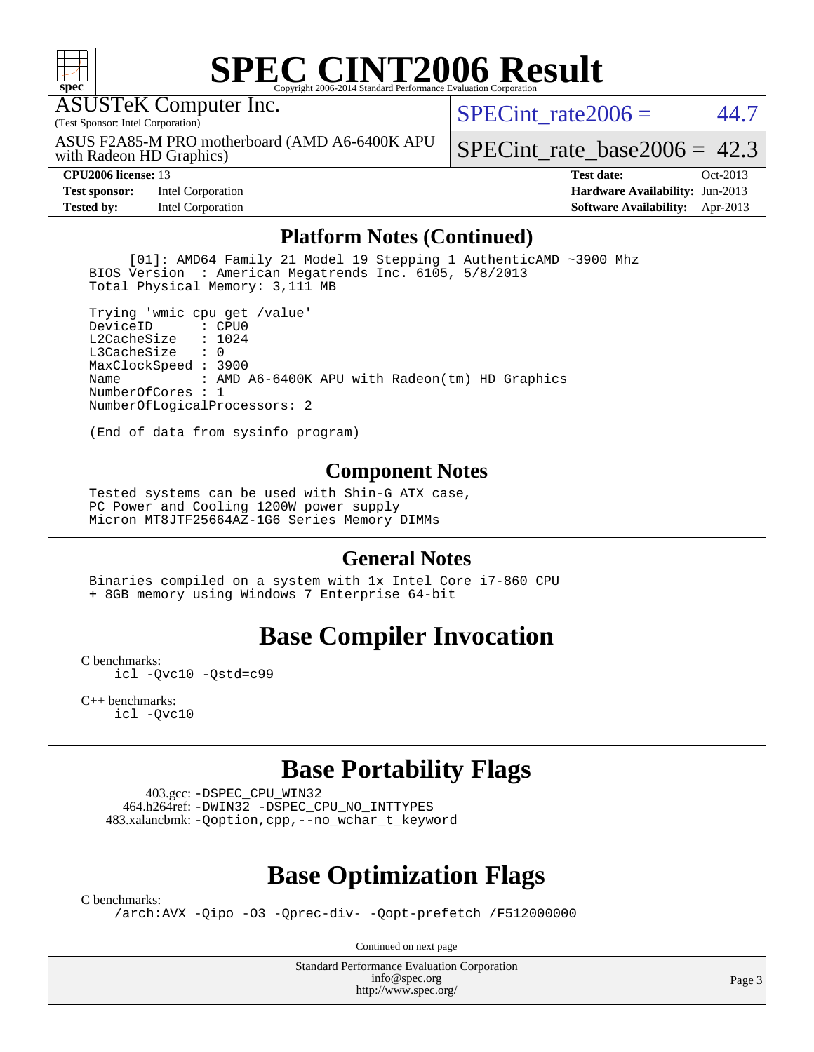# SPEC CINT2006 Result

ASUSTeK Computer Inc.
(Test Sponsor: Intel Corporation)

ASUS F2A85-M PRO motherboard (AMD A6-6400K APU with Radeon HD Graphics)

SPECint_rate2006 = 44.7

SPECint_rate_base2006 = 42.3

| | | | |
|---|---|---|---|
| **CPU2006 license:** | 13 | **Test date:** | Oct-2013 |
| **Test sponsor:** | Intel Corporation | **Hardware Availability:** | Jun-2013 |
| **Tested by:** | Intel Corporation | **Software Availability:** | Apr-2013 |

## Platform Notes (Continued)

```
      [01]: AMD64 Family 21 Model 19 Stepping 1 AuthenticAMD ~3900 Mhz
  BIOS Version  : American Megatrends Inc. 6105, 5/8/2013
  Total Physical Memory: 3,111 MB

  Trying 'wmic cpu get /value'
  DeviceID      : CPU0
  L2CacheSize   : 1024
  L3CacheSize   : 0
  MaxClockSpeed : 3900
  Name          : AMD A6-6400K APU with Radeon(tm) HD Graphics
  NumberOfCores : 1
  NumberOfLogicalProcessors: 2

  (End of data from sysinfo program)
```

## Component Notes

```
  Tested systems can be used with Shin-G ATX case,
  PC Power and Cooling 1200W power supply
  Micron MT8JTF25664AZ-1G6 Series Memory DIMMs
```

## General Notes

```
  Binaries compiled on a system with 1x Intel Core i7-860 CPU
  + 8GB memory using Windows 7 Enterprise 64-bit
```

## Base Compiler Invocation

C benchmarks:
```
icl -Qvc10 -Qstd=c99
```

C++ benchmarks:
```
icl -Qvc10
```

## Base Portability Flags

403.gcc: -DSPEC_CPU_WIN32
464.h264ref: -DWIN32 -DSPEC_CPU_NO_INTTYPES
483.xalancbmk: -Qoption,cpp,--no_wchar_t_keyword

## Base Optimization Flags

C benchmarks:
```
/arch:AVX -Qipo -O3 -Qprec-div- -Qopt-prefetch /F512000000
```

Continued on next page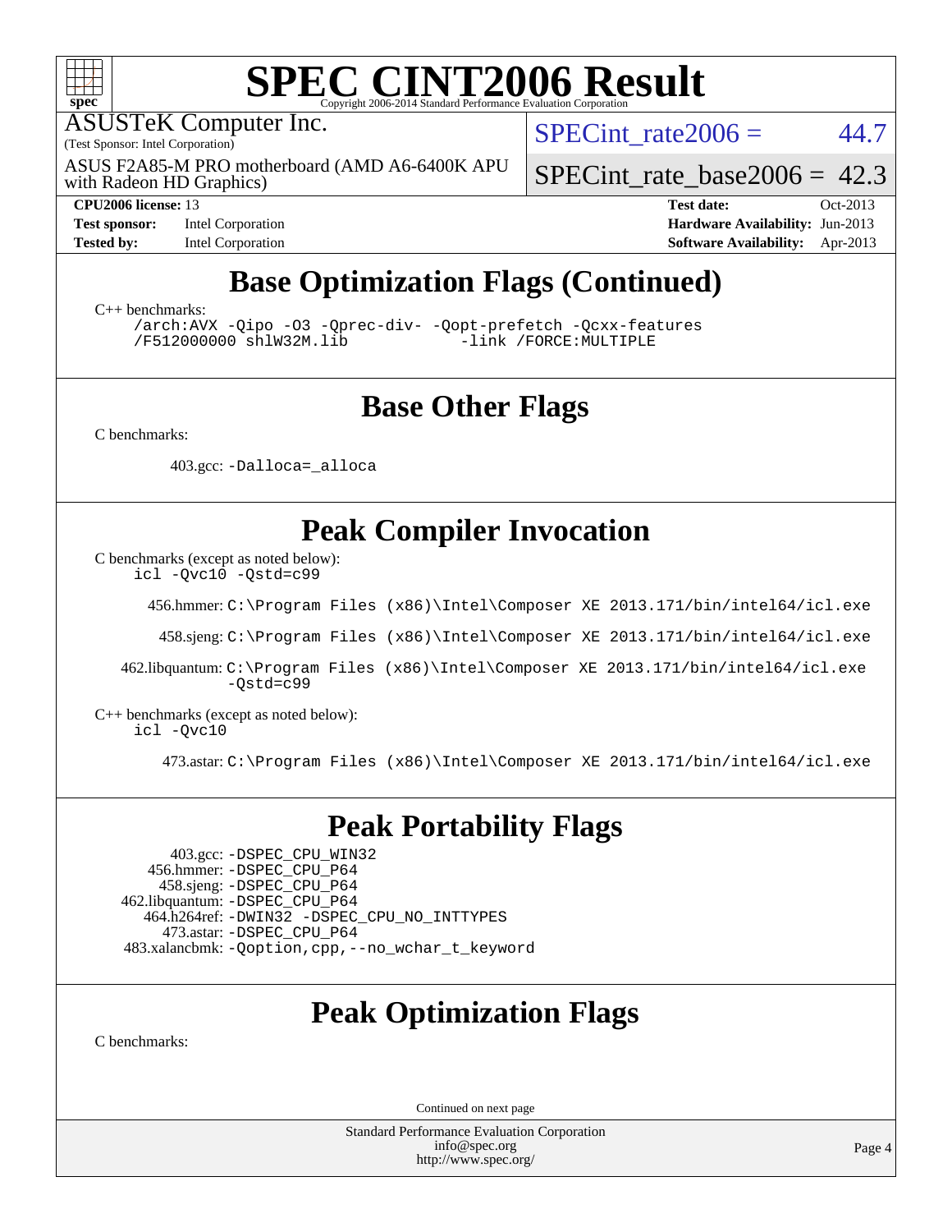# SPEC CINT2006 Result

ASUSTeK Computer Inc.
(Test Sponsor: Intel Corporation)

ASUS F2A85-M PRO motherboard (AMD A6-6400K APU with Radeon HD Graphics)

SPECint_rate2006 = 44.7

SPECint_rate_base2006 = 42.3

| | | | |
|---|---|---|---|
| **CPU2006 license:** | 13 | **Test date:** | Oct-2013 |
| **Test sponsor:** | Intel Corporation | **Hardware Availability:** | Jun-2013 |
| **Tested by:** | Intel Corporation | **Software Availability:** | Apr-2013 |

## Base Optimization Flags (Continued)

C++ benchmarks:

```
/arch:AVX -Qipo -O3 -Qprec-div- -Qopt-prefetch -Qcxx-features
/F512000000 shlW32M.lib          -link /FORCE:MULTIPLE
```

## Base Other Flags

C benchmarks:

403.gcc: `-Dalloca=_alloca`

## Peak Compiler Invocation

C benchmarks (except as noted below):
`icl -Qvc10 -Qstd=c99`

456.hmmer: `C:\Program Files (x86)\Intel\Composer XE 2013.171/bin/intel64/icl.exe`

458.sjeng: `C:\Program Files (x86)\Intel\Composer XE 2013.171/bin/intel64/icl.exe`

462.libquantum: `C:\Program Files (x86)\Intel\Composer XE 2013.171/bin/intel64/icl.exe -Qstd=c99`

C++ benchmarks (except as noted below):
`icl -Qvc10`

473.astar: `C:\Program Files (x86)\Intel\Composer XE 2013.171/bin/intel64/icl.exe`

## Peak Portability Flags

403.gcc: `-DSPEC_CPU_WIN32`
456.hmmer: `-DSPEC_CPU_P64`
458.sjeng: `-DSPEC_CPU_P64`
462.libquantum: `-DSPEC_CPU_P64`
464.h264ref: `-DWIN32 -DSPEC_CPU_NO_INTTYPES`
473.astar: `-DSPEC_CPU_P64`
483.xalancbmk: `-Qoption,cpp,--no_wchar_t_keyword`

## Peak Optimization Flags

C benchmarks:

Continued on next page

Standard Performance Evaluation Corporation
info@spec.org
http://www.spec.org/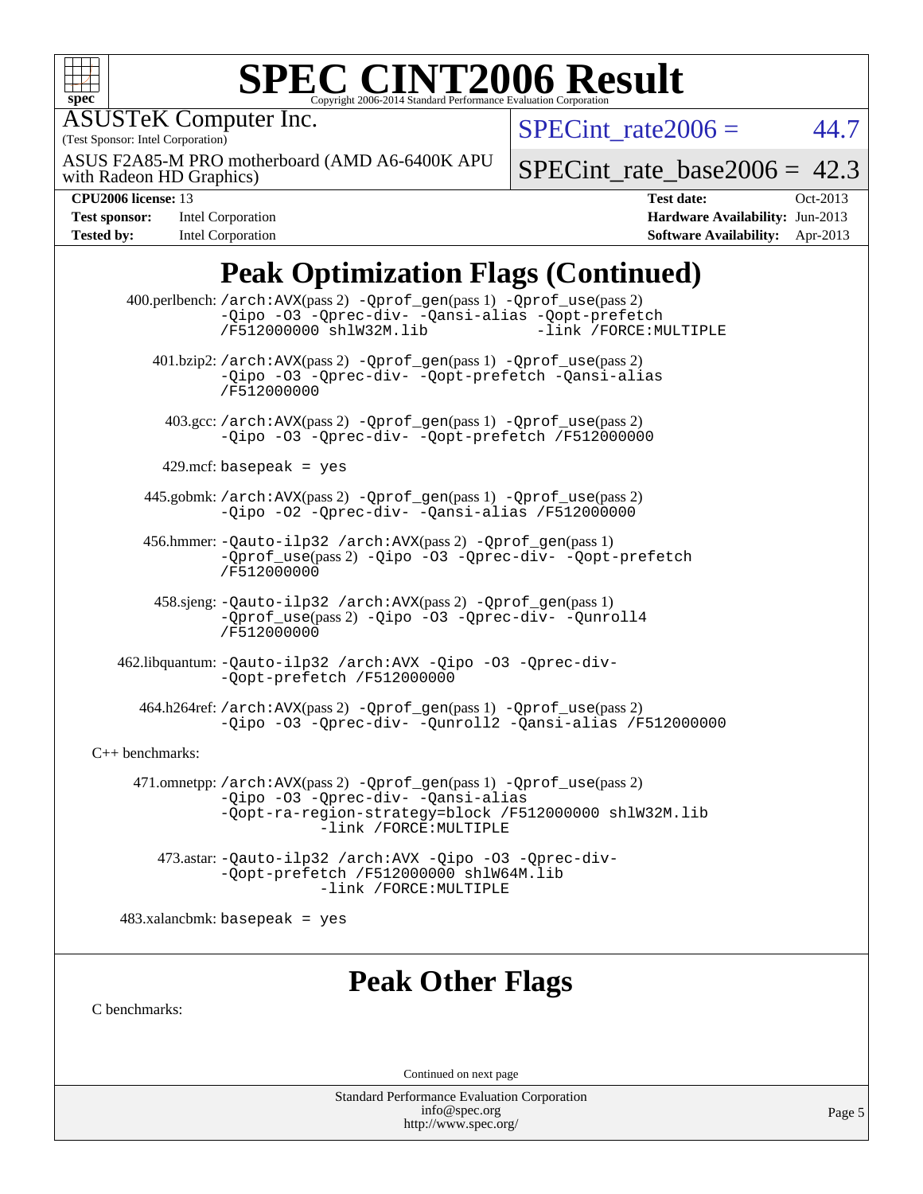ASUSTeK Computer Inc.

(Test Sponsor: Intel Corporation)

ASUS F2A85-M PRO motherboard (AMD A6-6400K APU with Radeon HD Graphics)

SPECint_rate2006 = 44.7

SPECint_rate_base2006 = 42.3

| | | | |
|---|---|---|---|
| **CPU2006 license:** 13 | | **Test date:** | Oct-2013 |
| **Test sponsor:** | Intel Corporation | **Hardware Availability:** | Jun-2013 |
| **Tested by:** | Intel Corporation | **Software Availability:** | Apr-2013 |

# Peak Optimization Flags (Continued)

400.perlbench: /arch:AVX(pass 2) -Qprof_gen(pass 1) -Qprof_use(pass 2) -Qipo -O3 -Qprec-div- -Qansi-alias -Qopt-prefetch /F512000000 shlW32M.lib -link /FORCE:MULTIPLE

401.bzip2: /arch:AVX(pass 2) -Qprof_gen(pass 1) -Qprof_use(pass 2) -Qipo -O3 -Qprec-div- -Qopt-prefetch -Qansi-alias /F512000000

403.gcc: /arch:AVX(pass 2) -Qprof_gen(pass 1) -Qprof_use(pass 2) -Qipo -O3 -Qprec-div- -Qopt-prefetch /F512000000

429.mcf: basepeak = yes

445.gobmk: /arch:AVX(pass 2) -Qprof_gen(pass 1) -Qprof_use(pass 2) -Qipo -O2 -Qprec-div- -Qansi-alias /F512000000

456.hmmer: -Qauto-ilp32 /arch:AVX(pass 2) -Qprof_gen(pass 1) -Qprof_use(pass 2) -Qipo -O3 -Qprec-div- -Qopt-prefetch /F512000000

458.sjeng: -Qauto-ilp32 /arch:AVX(pass 2) -Qprof_gen(pass 1) -Qprof_use(pass 2) -Qipo -O3 -Qprec-div- -Qunroll4 /F512000000

462.libquantum: -Qauto-ilp32 /arch:AVX -Qipo -O3 -Qprec-div- -Qopt-prefetch /F512000000

464.h264ref: /arch:AVX(pass 2) -Qprof_gen(pass 1) -Qprof_use(pass 2) -Qipo -O3 -Qprec-div- -Qunroll2 -Qansi-alias /F512000000

C++ benchmarks:

471.omnetpp: /arch:AVX(pass 2) -Qprof_gen(pass 1) -Qprof_use(pass 2) -Qipo -O3 -Qprec-div- -Qansi-alias -Qopt-ra-region-strategy=block /F512000000 shlW32M.lib -link /FORCE:MULTIPLE

473.astar: -Qauto-ilp32 /arch:AVX -Qipo -O3 -Qprec-div- -Qopt-prefetch /F512000000 shlW64M.lib -link /FORCE:MULTIPLE

483.xalancbmk: basepeak = yes

# Peak Other Flags

C benchmarks:

Continued on next page

Standard Performance Evaluation Corporation
info@spec.org
http://www.spec.org/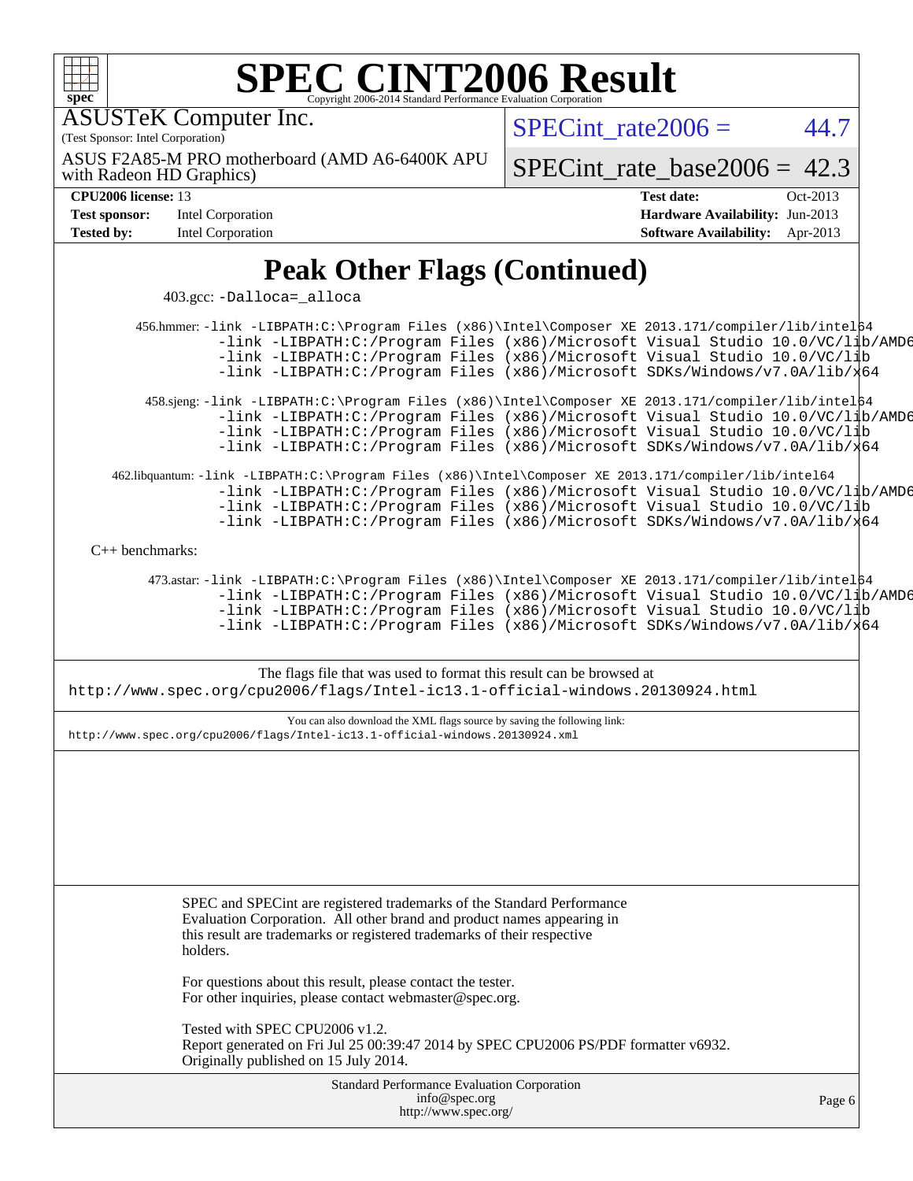# SPEC CINT2006 Result

ASUSTeK Computer Inc.
(Test Sponsor: Intel Corporation)

ASUS F2A85-M PRO motherboard (AMD A6-6400K APU with Radeon HD Graphics)

SPECint_rate2006 = 44.7

SPECint_rate_base2006 = 42.3

**CPU2006 license:** 13
**Test sponsor:** Intel Corporation
**Tested by:** Intel Corporation

**Test date:** Oct-2013
**Hardware Availability:** Jun-2013
**Software Availability:** Apr-2013

## Peak Other Flags (Continued)

403.gcc: -Dalloca=_alloca

456.hmmer:
```
-link -LIBPATH:C:\Program Files (x86)\Intel\Composer XE 2013.171/compiler/lib/intel64
-link -LIBPATH:C:/Program Files (x86)/Microsoft Visual Studio 10.0/VC/lib/AMD64
-link -LIBPATH:C:/Program Files (x86)/Microsoft Visual Studio 10.0/VC/lib
-link -LIBPATH:C:/Program Files (x86)/Microsoft SDKs/Windows/v7.0A/lib/x64
```

458.sjeng:
```
-link -LIBPATH:C:\Program Files (x86)\Intel\Composer XE 2013.171/compiler/lib/intel64
-link -LIBPATH:C:/Program Files (x86)/Microsoft Visual Studio 10.0/VC/lib/AMD64
-link -LIBPATH:C:/Program Files (x86)/Microsoft Visual Studio 10.0/VC/lib
-link -LIBPATH:C:/Program Files (x86)/Microsoft SDKs/Windows/v7.0A/lib/x64
```

462.libquantum:
```
-link -LIBPATH:C:\Program Files (x86)\Intel\Composer XE 2013.171/compiler/lib/intel64
-link -LIBPATH:C:/Program Files (x86)/Microsoft Visual Studio 10.0/VC/lib/AMD64
-link -LIBPATH:C:/Program Files (x86)/Microsoft Visual Studio 10.0/VC/lib
-link -LIBPATH:C:/Program Files (x86)/Microsoft SDKs/Windows/v7.0A/lib/x64
```

C++ benchmarks:

473.astar:
```
-link -LIBPATH:C:\Program Files (x86)\Intel\Composer XE 2013.171/compiler/lib/intel64
-link -LIBPATH:C:/Program Files (x86)/Microsoft Visual Studio 10.0/VC/lib/AMD64
-link -LIBPATH:C:/Program Files (x86)/Microsoft Visual Studio 10.0/VC/lib
-link -LIBPATH:C:/Program Files (x86)/Microsoft SDKs/Windows/v7.0A/lib/x64
```

The flags file that was used to format this result can be browsed at
http://www.spec.org/cpu2006/flags/Intel-ic13.1-official-windows.20130924.html

You can also download the XML flags source by saving the following link:
http://www.spec.org/cpu2006/flags/Intel-ic13.1-official-windows.20130924.xml

SPEC and SPECint are registered trademarks of the Standard Performance Evaluation Corporation. All other brand and product names appearing in this result are trademarks or registered trademarks of their respective holders.

For questions about this result, please contact the tester.
For other inquiries, please contact webmaster@spec.org.

Tested with SPEC CPU2006 v1.2.
Report generated on Fri Jul 25 00:39:47 2014 by SPEC CPU2006 PS/PDF formatter v6932.
Originally published on 15 July 2014.